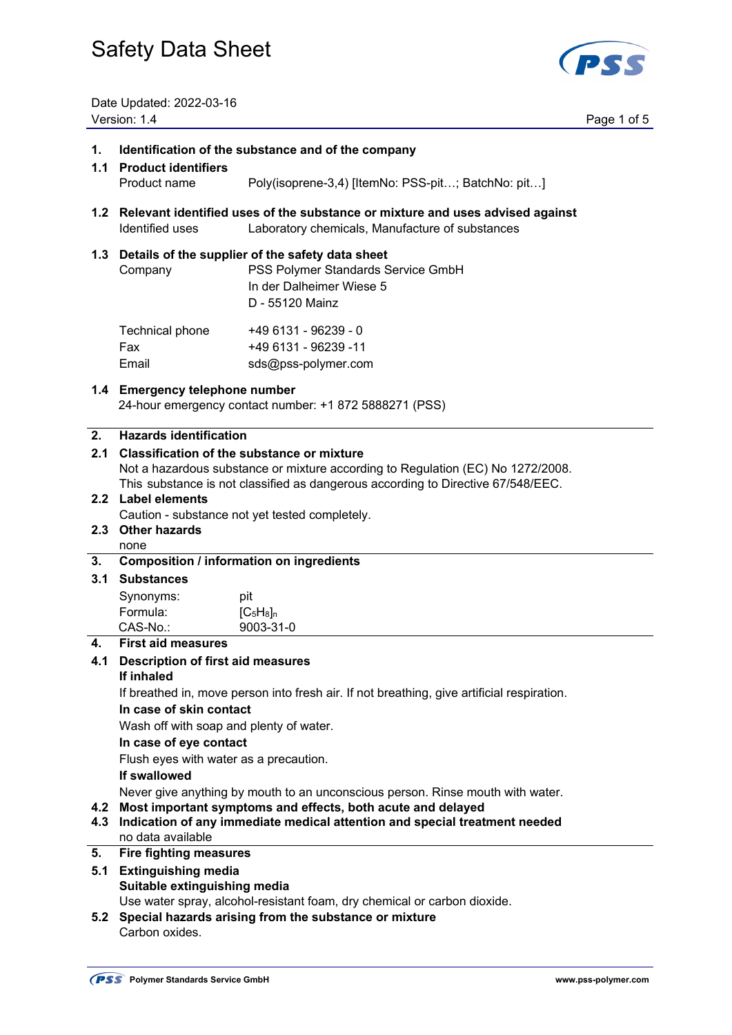# Safety Data Sheet

Date Updated: 2022-03-16
Version: 1.4

## 1. Identification of the substance and of the company

### 1.1 Product identifiers

Product name Poly(isoprene-3,4) [ItemNo: PSS-pit…; BatchNo: pit…]

### 1.2 Relevant identified uses of the substance or mixture and uses advised against

Identified uses Laboratory chemicals, Manufacture of substances

### 1.3 Details of the supplier of the safety data sheet

Company PSS Polymer Standards Service GmbH
In der Dalheimer Wiese 5
D - 55120 Mainz

Technical phone +49 6131 - 96239 - 0
Fax +49 6131 - 96239 -11
Email sds@pss-polymer.com

### 1.4 Emergency telephone number

24-hour emergency contact number: +1 872 5888271 (PSS)

## 2. Hazards identification

### 2.1 Classification of the substance or mixture

Not a hazardous substance or mixture according to Regulation (EC) No 1272/2008.
This substance is not classified as dangerous according to Directive 67/548/EEC.

### 2.2 Label elements

Caution - substance not yet tested completely.

### 2.3 Other hazards

none

## 3. Composition / information on ingredients

### 3.1 Substances

Synonyms: pit
Formula: $[C_5H_8]_n$
CAS-No.: 9003-31-0

## 4. First aid measures

### 4.1 Description of first aid measures

**If inhaled**

If breathed in, move person into fresh air. If not breathing, give artificial respiration.

**In case of skin contact**

Wash off with soap and plenty of water.

**In case of eye contact**

Flush eyes with water as a precaution.

**If swallowed**

Never give anything by mouth to an unconscious person. Rinse mouth with water.

### 4.2 Most important symptoms and effects, both acute and delayed

### 4.3 Indication of any immediate medical attention and special treatment needed

no data available

## 5. Fire fighting measures

### 5.1 Extinguishing media

**Suitable extinguishing media**

Use water spray, alcohol-resistant foam, dry chemical or carbon dioxide.

### 5.2 Special hazards arising from the substance or mixture

Carbon oxides.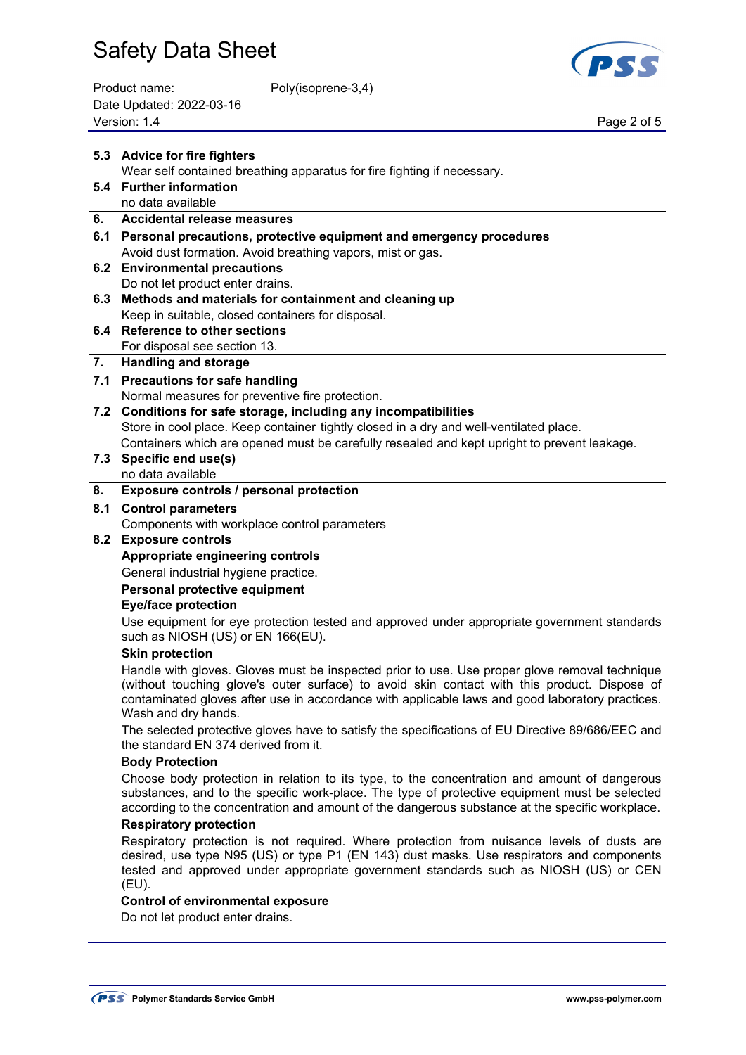### 5.3 Advice for fire fighters

Wear self contained breathing apparatus for fire fighting if necessary.

### 5.4 Further information

no data available

## 6. Accidental release measures

### 6.1 Personal precautions, protective equipment and emergency procedures

Avoid dust formation. Avoid breathing vapors, mist or gas.

### 6.2 Environmental precautions

Do not let product enter drains.

### 6.3 Methods and materials for containment and cleaning up

Keep in suitable, closed containers for disposal.

### 6.4 Reference to other sections

For disposal see section 13.

## 7. Handling and storage

### 7.1 Precautions for safe handling

Normal measures for preventive fire protection.

### 7.2 Conditions for safe storage, including any incompatibilities

Store in cool place. Keep container tightly closed in a dry and well-ventilated place.
Containers which are opened must be carefully resealed and kept upright to prevent leakage.

### 7.3 Specific end use(s)

no data available

## 8. Exposure controls / personal protection

### 8.1 Control parameters

Components with workplace control parameters

### 8.2 Exposure controls

**Appropriate engineering controls**

General industrial hygiene practice.

**Personal protective equipment**

**Eye/face protection**

Use equipment for eye protection tested and approved under appropriate government standards such as NIOSH (US) or EN 166(EU).

**Skin protection**

Handle with gloves. Gloves must be inspected prior to use. Use proper glove removal technique (without touching glove's outer surface) to avoid skin contact with this product. Dispose of contaminated gloves after use in accordance with applicable laws and good laboratory practices. Wash and dry hands.

The selected protective gloves have to satisfy the specifications of EU Directive 89/686/EEC and the standard EN 374 derived from it.

**Body Protection**

Choose body protection in relation to its type, to the concentration and amount of dangerous substances, and to the specific work-place. The type of protective equipment must be selected according to the concentration and amount of the dangerous substance at the specific workplace.

**Respiratory protection**

Respiratory protection is not required. Where protection from nuisance levels of dusts are desired, use type N95 (US) or type P1 (EN 143) dust masks. Use respirators and components tested and approved under appropriate government standards such as NIOSH (US) or CEN (EU).

**Control of environmental exposure**

Do not let product enter drains.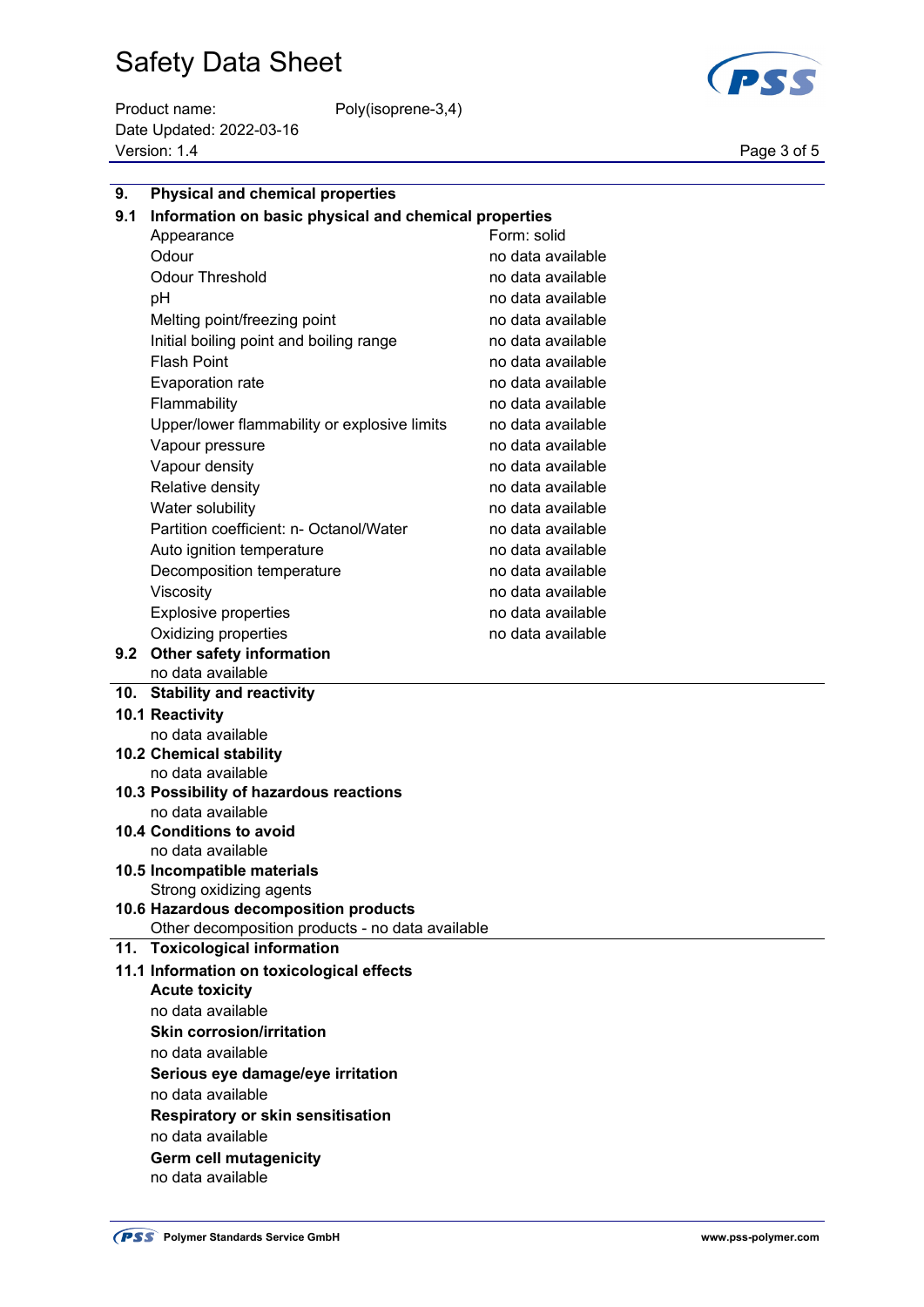## 9. Physical and chemical properties

### 9.1 Information on basic physical and chemical properties

| | |
|---|---|
| Appearance | Form: solid |
| Odour | no data available |
| Odour Threshold | no data available |
| pH | no data available |
| Melting point/freezing point | no data available |
| Initial boiling point and boiling range | no data available |
| Flash Point | no data available |
| Evaporation rate | no data available |
| Flammability | no data available |
| Upper/lower flammability or explosive limits | no data available |
| Vapour pressure | no data available |
| Vapour density | no data available |
| Relative density | no data available |
| Water solubility | no data available |
| Partition coefficient: n- Octanol/Water | no data available |
| Auto ignition temperature | no data available |
| Decomposition temperature | no data available |
| Viscosity | no data available |
| Explosive properties | no data available |
| Oxidizing properties | no data available |

### 9.2 Other safety information

no data available

## 10. Stability and reactivity

### 10.1 Reactivity

no data available

### 10.2 Chemical stability

no data available

### 10.3 Possibility of hazardous reactions

no data available

### 10.4 Conditions to avoid

no data available

### 10.5 Incompatible materials

Strong oxidizing agents

### 10.6 Hazardous decomposition products

Other decomposition products - no data available

## 11. Toxicological information

### 11.1 Information on toxicological effects

**Acute toxicity**

no data available

**Skin corrosion/irritation**

no data available

**Serious eye damage/eye irritation**

no data available

**Respiratory or skin sensitisation**

no data available

**Germ cell mutagenicity**

no data available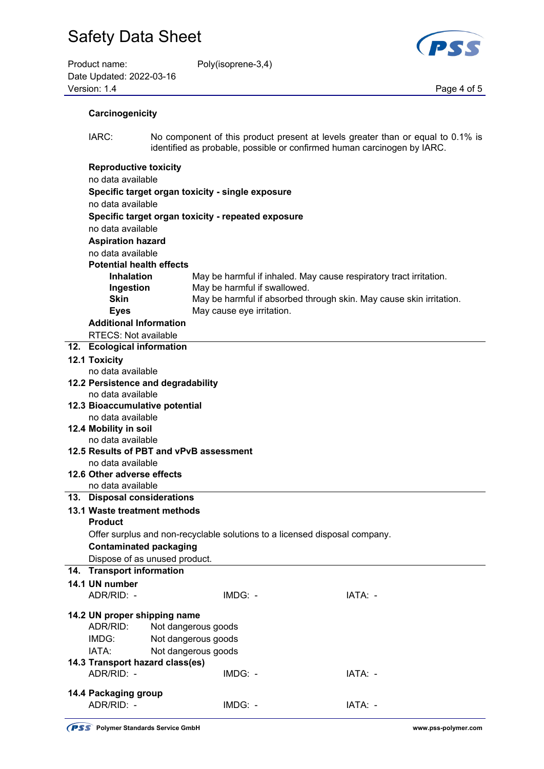**Carcinogenicity**

IARC: No component of this product present at levels greater than or equal to 0.1% is identified as probable, possible or confirmed human carcinogen by IARC.

**Reproductive toxicity**

no data available

**Specific target organ toxicity - single exposure**

no data available

**Specific target organ toxicity - repeated exposure**

no data available

**Aspiration hazard**

no data available

**Potential health effects**

| | |
|---|---|
| **Inhalation** | May be harmful if inhaled. May cause respiratory tract irritation. |
| **Ingestion** | May be harmful if swallowed. |
| **Skin** | May be harmful if absorbed through skin. May cause skin irritation. |
| **Eyes** | May cause eye irritation. |

**Additional Information**

RTECS: Not available

## 12. Ecological information

### 12.1 Toxicity

no data available

### 12.2 Persistence and degradability

no data available

### 12.3 Bioaccumulative potential

no data available

### 12.4 Mobility in soil

no data available

### 12.5 Results of PBT and vPvB assessment

no data available

### 12.6 Other adverse effects

no data available

## 13. Disposal considerations

### 13.1 Waste treatment methods

**Product**

Offer surplus and non-recyclable solutions to a licensed disposal company.

**Contaminated packaging**

Dispose of as unused product.

## 14. Transport information

### 14.1 UN number

| | | |
|---|---|---|
| ADR/RID: - | IMDG: - | IATA: - |

### 14.2 UN proper shipping name

ADR/RID: Not dangerous goods

IMDG: Not dangerous goods

IATA: Not dangerous goods

### 14.3 Transport hazard class(es)

| | | |
|---|---|---|
| ADR/RID: - | IMDG: - | IATA: - |

### 14.4 Packaging group

| | | |
|---|---|---|
| ADR/RID: - | IMDG: - | IATA: - |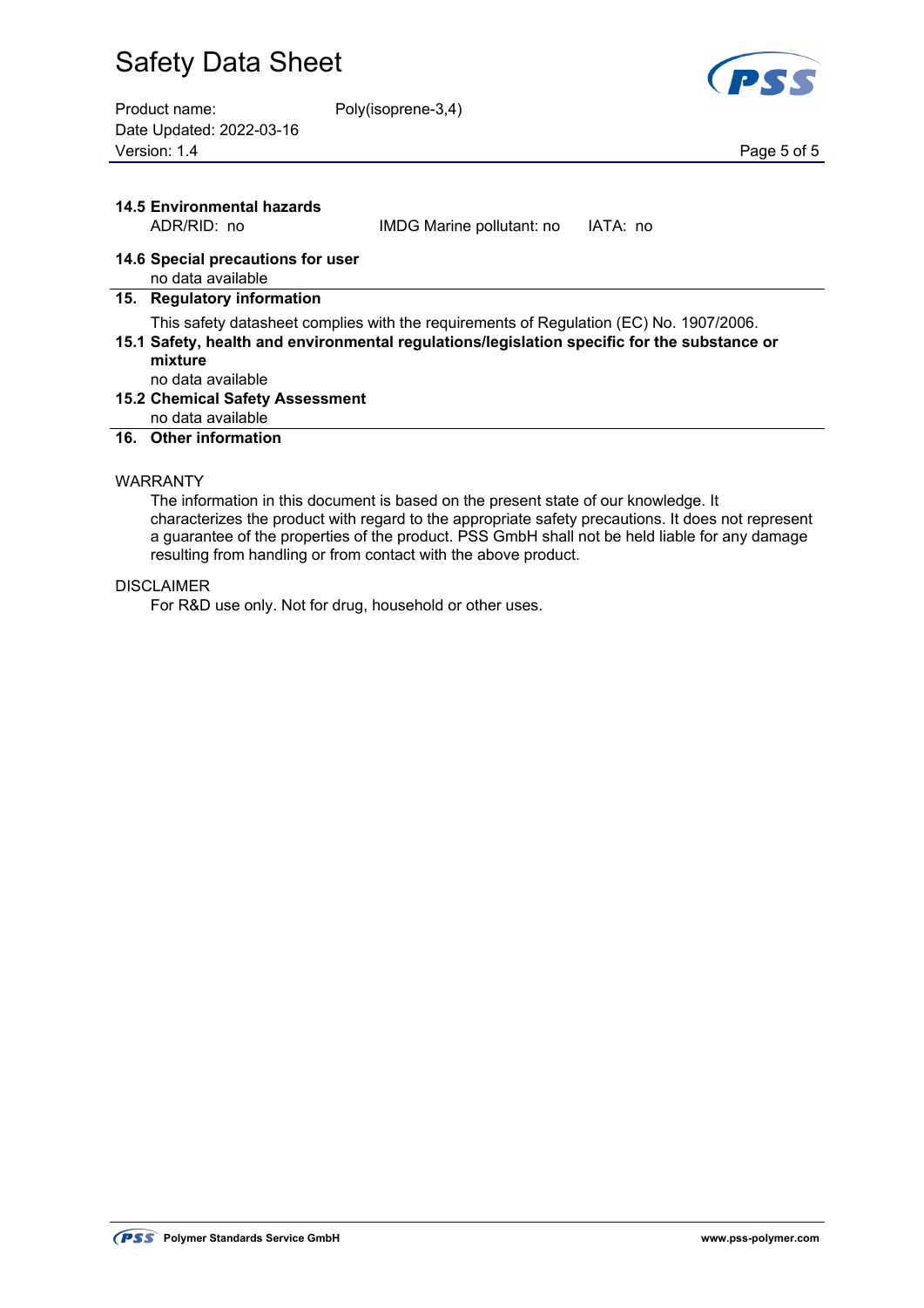### 14.5 Environmental hazards

ADR/RID: no | IMDG Marine pollutant: no | IATA: no

### 14.6 Special precautions for user

no data available

## 15. Regulatory information

This safety datasheet complies with the requirements of Regulation (EC) No. 1907/2006.

### 15.1 Safety, health and environmental regulations/legislation specific for the substance or mixture

no data available

### 15.2 Chemical Safety Assessment

no data available

## 16. Other information

WARRANTY

The information in this document is based on the present state of our knowledge. It characterizes the product with regard to the appropriate safety precautions. It does not represent a guarantee of the properties of the product. PSS GmbH shall not be held liable for any damage resulting from handling or from contact with the above product.

DISCLAIMER

For R&D use only. Not for drug, household or other uses.